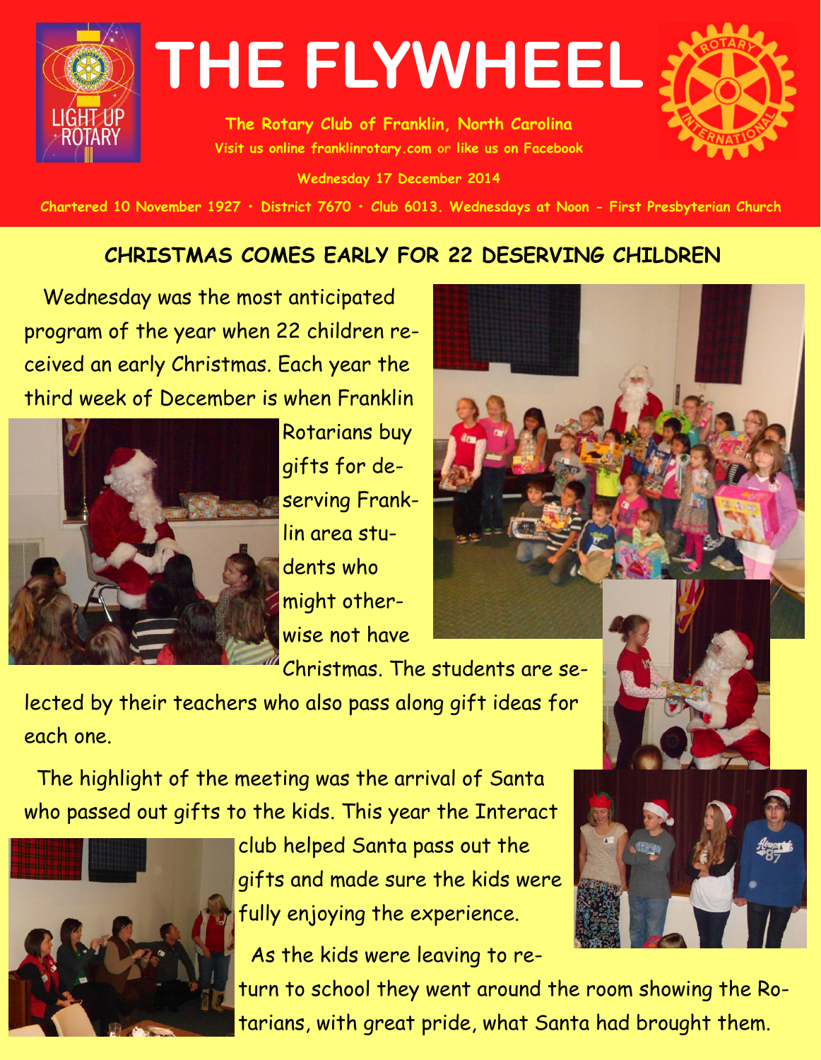# THE FLYWHEEL

**The Rotary Club of Franklin, North Carolina**

**Visit us online franklinrotary.com or like us on Facebook**

**Wednesday 17 December 2014**

**Chartered 10 November 1927 • District 7670 • Club 6013. Wednesdays at Noon – First Presbyterian Church**

## CHRISTMAS COMES EARLY FOR 22 DESERVING CHILDREN

Wednesday was the most anticipated program of the year when 22 children received an early Christmas. Each year the third week of December is when Franklin Rotarians buy gifts for deserving Franklin area students who might otherwise not have Christmas. The students are selected by their teachers who also pass along gift ideas for each one.

The highlight of the meeting was the arrival of Santa who passed out gifts to the kids. This year the Interact club helped Santa pass out the gifts and made sure the kids were fully enjoying the experience.

As the kids were leaving to return to school they went around the room showing the Rotarians, with great pride, what Santa had brought them.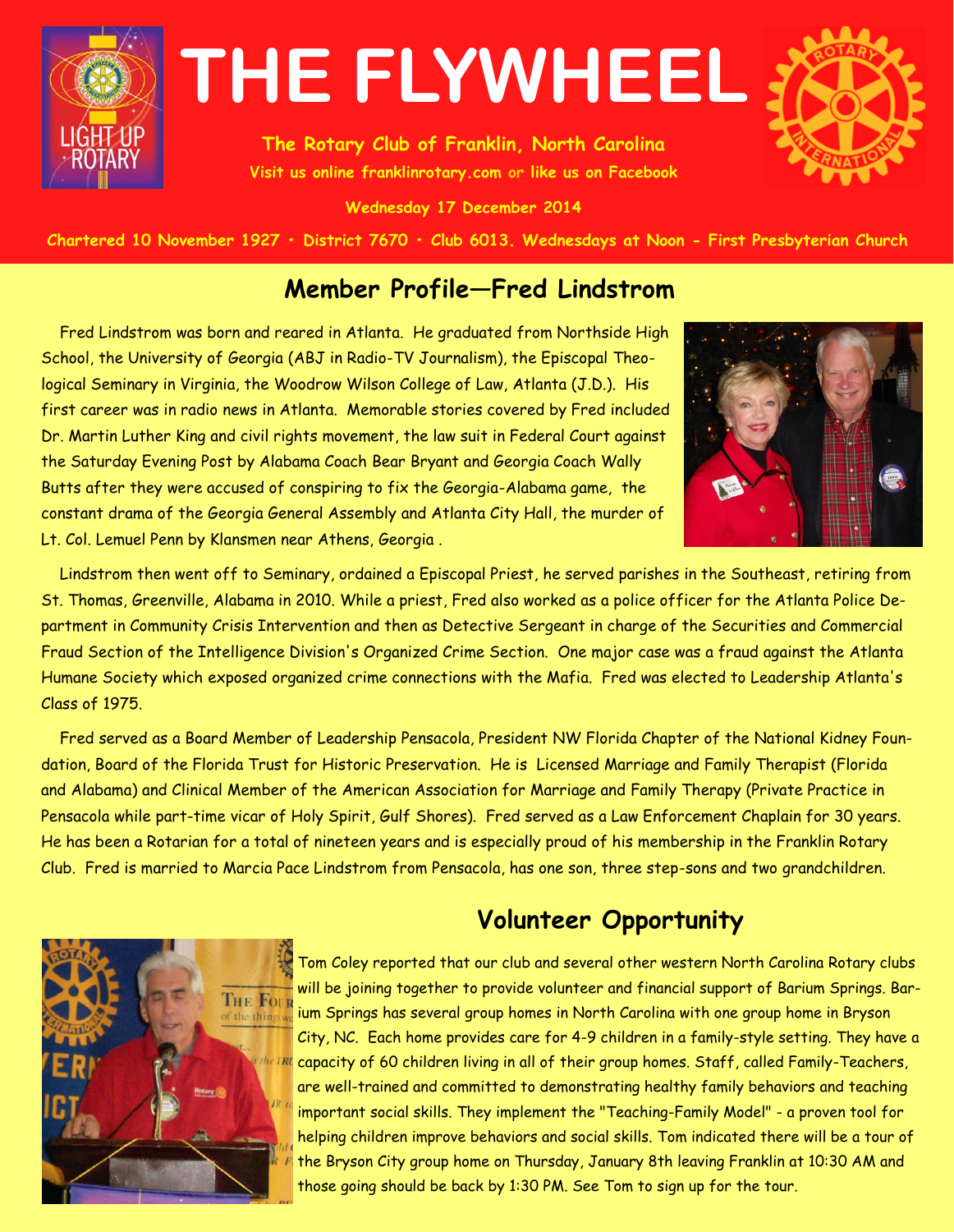# THE FLYWHEEL

**The Rotary Club of Franklin, North Carolina**
**Visit us online franklinrotary.com or like us on Facebook**

**Wednesday 17 December 2014**

**Chartered 10 November 1927 • District 7670 • Club 6013. Wednesdays at Noon - First Presbyterian Church**

## Member Profile—Fred Lindstrom

Fred Lindstrom was born and reared in Atlanta. He graduated from Northside High School, the University of Georgia (ABJ in Radio-TV Journalism), the Episcopal Theological Seminary in Virginia, the Woodrow Wilson College of Law, Atlanta (J.D.). His first career was in radio news in Atlanta. Memorable stories covered by Fred included Dr. Martin Luther King and civil rights movement, the law suit in Federal Court against the Saturday Evening Post by Alabama Coach Bear Bryant and Georgia Coach Wally Butts after they were accused of conspiring to fix the Georgia-Alabama game, the constant drama of the Georgia General Assembly and Atlanta City Hall, the murder of Lt. Col. Lemuel Penn by Klansmen near Athens, Georgia .

Lindstrom then went off to Seminary, ordained a Episcopal Priest, he served parishes in the Southeast, retiring from St. Thomas, Greenville, Alabama in 2010. While a priest, Fred also worked as a police officer for the Atlanta Police Department in Community Crisis Intervention and then as Detective Sergeant in charge of the Securities and Commercial Fraud Section of the Intelligence Division's Organized Crime Section. One major case was a fraud against the Atlanta Humane Society which exposed organized crime connections with the Mafia. Fred was elected to Leadership Atlanta's Class of 1975.

Fred served as a Board Member of Leadership Pensacola, President NW Florida Chapter of the National Kidney Foundation, Board of the Florida Trust for Historic Preservation. He is Licensed Marriage and Family Therapist (Florida and Alabama) and Clinical Member of the American Association for Marriage and Family Therapy (Private Practice in Pensacola while part-time vicar of Holy Spirit, Gulf Shores). Fred served as a Law Enforcement Chaplain for 30 years. He has been a Rotarian for a total of nineteen years and is especially proud of his membership in the Franklin Rotary Club. Fred is married to Marcia Pace Lindstrom from Pensacola, has one son, three step-sons and two grandchildren.

## Volunteer Opportunity

Tom Coley reported that our club and several other western North Carolina Rotary clubs will be joining together to provide volunteer and financial support of Barium Springs. Barium Springs has several group homes in North Carolina with one group home in Bryson City, NC. Each home provides care for 4-9 children in a family-style setting. They have a capacity of 60 children living in all of their group homes. Staff, called Family-Teachers, are well-trained and committed to demonstrating healthy family behaviors and teaching important social skills. They implement the "Teaching-Family Model" - a proven tool for helping children improve behaviors and social skills. Tom indicated there will be a tour of the Bryson City group home on Thursday, January 8th leaving Franklin at 10:30 AM and those going should be back by 1:30 PM. See Tom to sign up for the tour.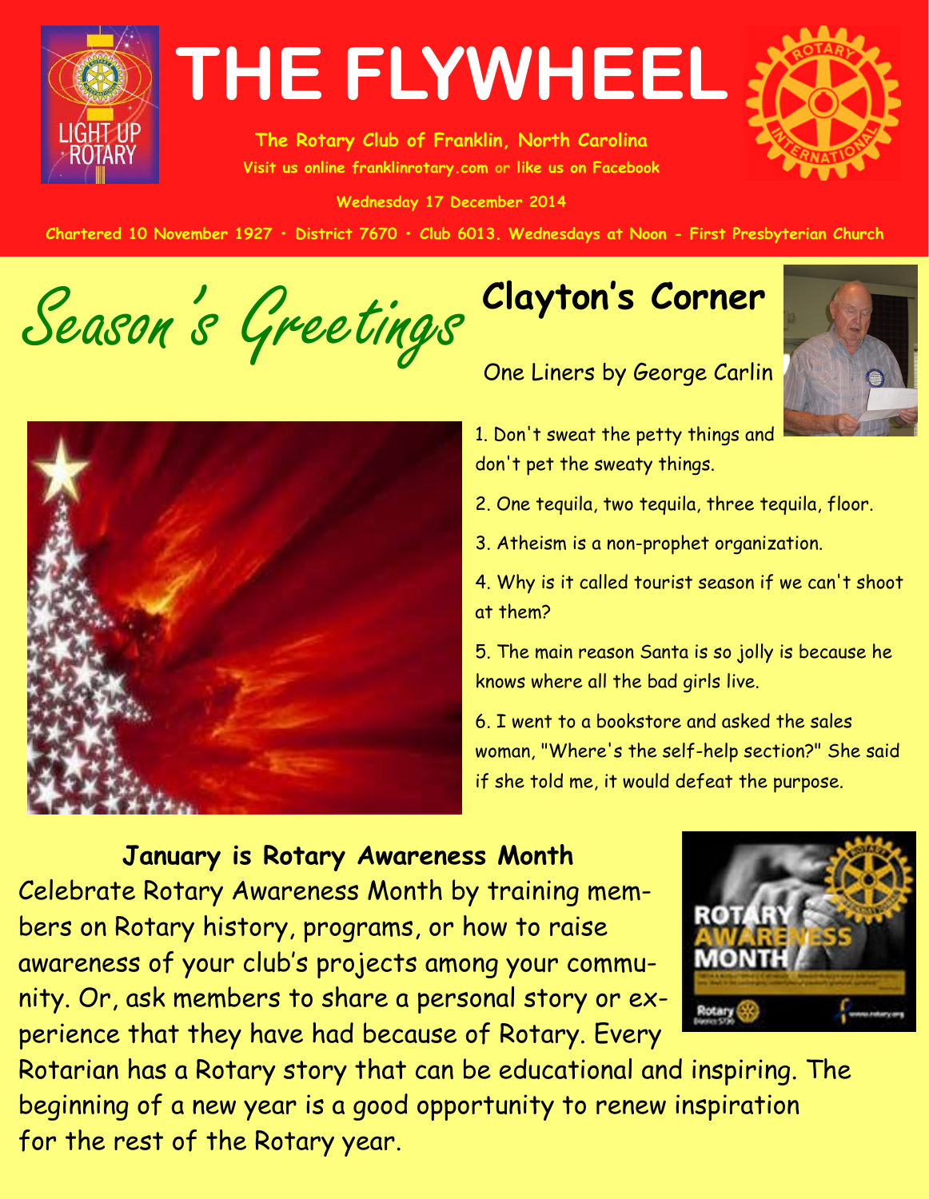# THE FLYWHEEL

**The Rotary Club of Franklin, North Carolina**

**Visit us online franklinrotary.com or like us on Facebook**

**Wednesday 17 December 2014**

**Chartered 10 November 1927 • District 7670 • Club 6013. Wednesdays at Noon - First Presbyterian Church**

*Season's Greetings*

## Clayton's Corner

One Liners by George Carlin

1. Don't sweat the petty things and don't pet the sweaty things.
2. One tequila, two tequila, three tequila, floor.
3. Atheism is a non-prophet organization.
4. Why is it called tourist season if we can't shoot at them?
5. The main reason Santa is so jolly is because he knows where all the bad girls live.
6. I went to a bookstore and asked the sales woman, "Where's the self-help section?" She said if she told me, it would defeat the purpose.

### January is Rotary Awareness Month

Celebrate Rotary Awareness Month by training members on Rotary history, programs, or how to raise awareness of your club's projects among your community. Or, ask members to share a personal story or experience that they have had because of Rotary. Every Rotarian has a Rotary story that can be educational and inspiring. The beginning of a new year is a good opportunity to renew inspiration for the rest of the Rotary year.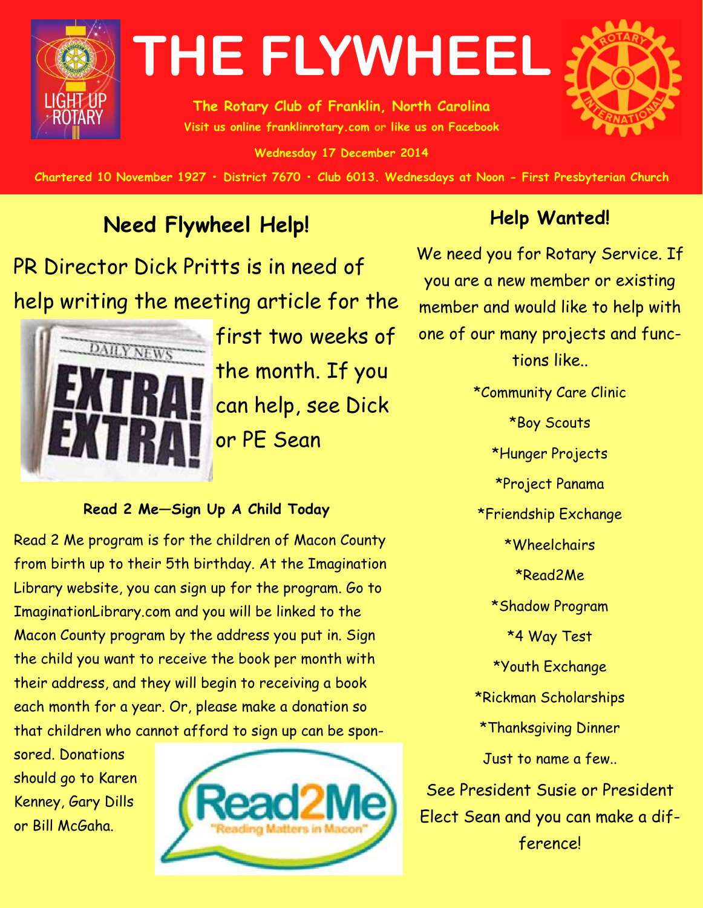# THE FLYWHEEL

The Rotary Club of Franklin, North Carolina

Visit us online franklinrotary.com or like us on Facebook

Wednesday 17 December 2014

Chartered 10 November 1927 • District 7670 • Club 6013. Wednesdays at Noon - First Presbyterian Church

## Need Flywheel Help!

PR Director Dick Pritts is in need of help writing the meeting article for the first two weeks of the month. If you can help, see Dick or PE Sean

### Read 2 Me—Sign Up A Child Today

Read 2 Me program is for the children of Macon County from birth up to their 5th birthday. At the Imagination Library website, you can sign up for the program. Go to ImaginationLibrary.com and you will be linked to the Macon County program by the address you put in. Sign the child you want to receive the book per month with their address, and they will begin to receiving a book each month for a year. Or, please make a donation so that children who cannot afford to sign up can be sponsored. Donations should go to Karen Kenney, Gary Dills or Bill McGaha.

## Help Wanted!

We need you for Rotary Service. If you are a new member or existing member and would like to help with one of our many projects and functions like..

*Community Care Clinic

*Boy Scouts

*Hunger Projects

*Project Panama

*Friendship Exchange

*Wheelchairs

*Read2Me

*Shadow Program

*4 Way Test

*Youth Exchange

*Rickman Scholarships

*Thanksgiving Dinner

Just to name a few..

See President Susie or President Elect Sean and you can make a difference!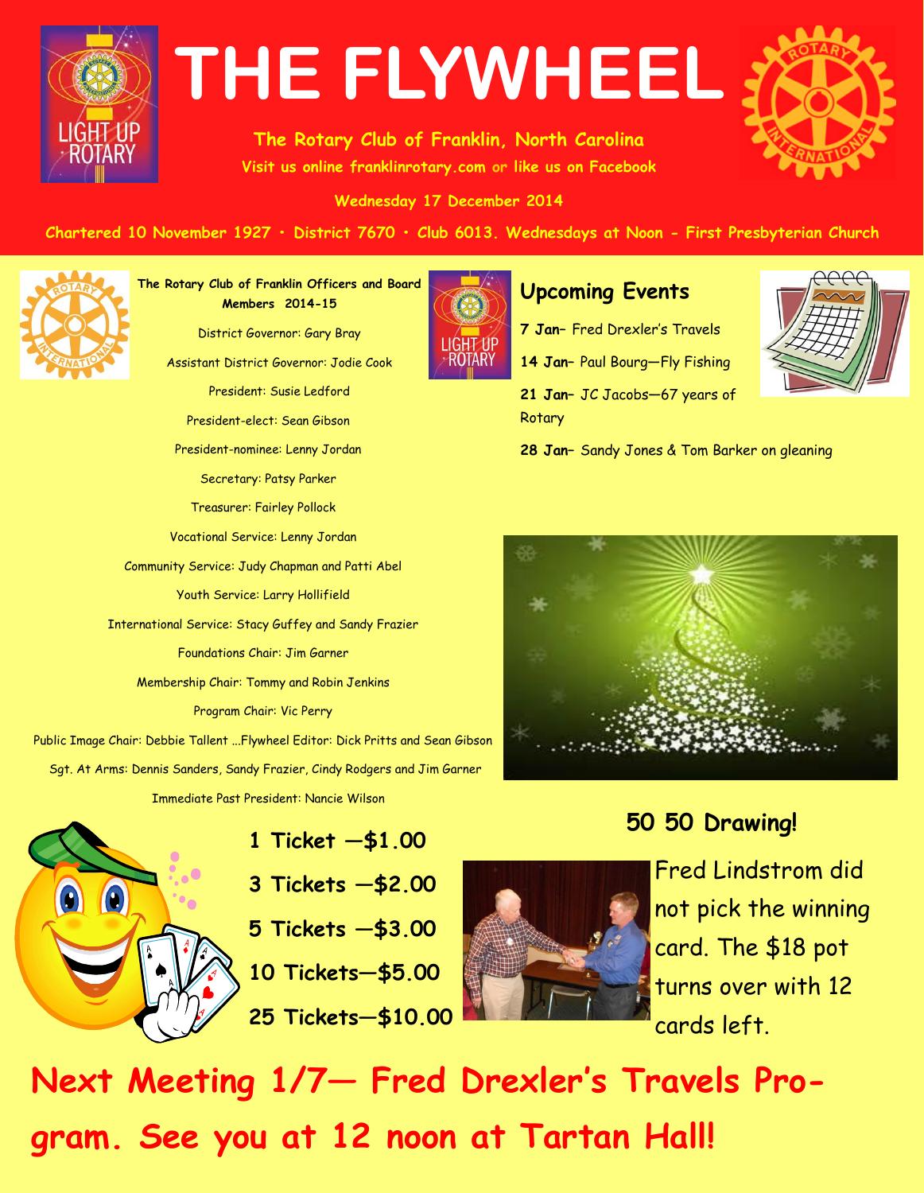# THE FLYWHEEL

**The Rotary Club of Franklin, North Carolina**

**Visit us online franklinrotary.com or like us on Facebook**

**Wednesday 17 December 2014**

**Chartered 10 November 1927 • District 7670 • Club 6013. Wednesdays at Noon - First Presbyterian Church**

**The Rotary Club of Franklin Officers and Board Members 2014-15**

District Governor: Gary Bray

Assistant District Governor: Jodie Cook

President: Susie Ledford

President-elect: Sean Gibson

President-nominee: Lenny Jordan

Secretary: Patsy Parker

Treasurer: Fairley Pollock

Vocational Service: Lenny Jordan

Community Service: Judy Chapman and Patti Abel

Youth Service: Larry Hollifield

International Service: Stacy Guffey and Sandy Frazier

Foundations Chair: Jim Garner

Membership Chair: Tommy and Robin Jenkins

Program Chair: Vic Perry

Public Image Chair: Debbie Tallent ...Flywheel Editor: Dick Pritts and Sean Gibson

Sgt. At Arms: Dennis Sanders, Sandy Frazier, Cindy Rodgers and Jim Garner

Immediate Past President: Nancie Wilson

## Upcoming Events

**7 Jan**– Fred Drexler's Travels

**14 Jan**– Paul Bourg—Fly Fishing

**21 Jan**– JC Jacobs—67 years of Rotary

**28 Jan**– Sandy Jones & Tom Barker on gleaning

**1 Ticket —$1.00**

**3 Tickets —$2.00**

**5 Tickets —$3.00**

**10 Tickets—$5.00**

**25 Tickets—$10.00**

## 50 50 Drawing!

Fred Lindstrom did not pick the winning card. The $18 pot turns over with 12 cards left.

**Next Meeting 1/7— Fred Drexler's Travels Program. See you at 12 noon at Tartan Hall!**